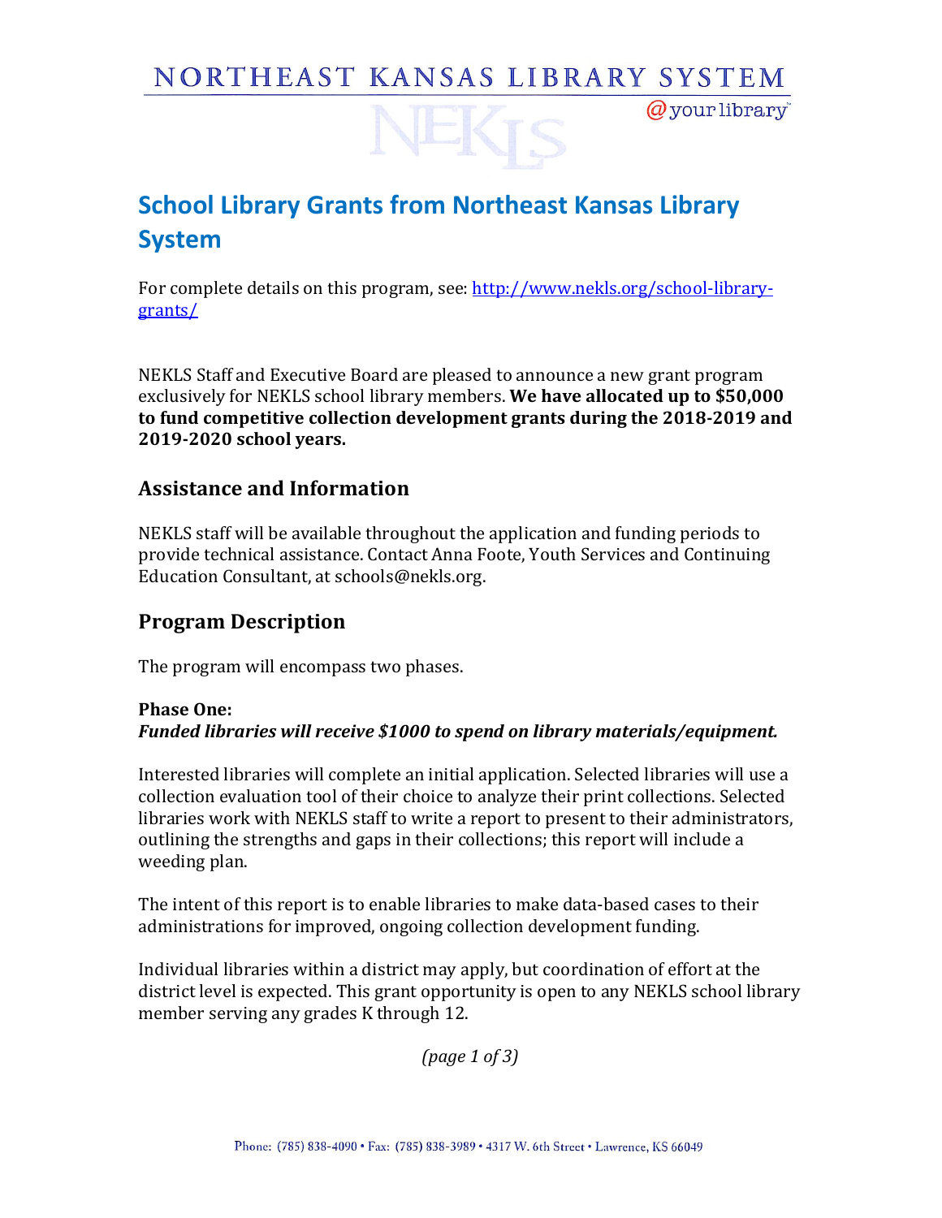# School Library Grants from Northeast Kansas Library System

For complete details on this program, see: [http://www.nekls.org/school-library-grants/](http://www.nekls.org/school-library-grants/)

NEKLS Staff and Executive Board are pleased to announce a new grant program exclusively for NEKLS school library members. **We have allocated up to $50,000 to fund competitive collection development grants during the 2018-2019 and 2019-2020 school years.**

## Assistance and Information

NEKLS staff will be available throughout the application and funding periods to provide technical assistance. Contact Anna Foote, Youth Services and Continuing Education Consultant, at schools@nekls.org.

## Program Description

The program will encompass two phases.

**Phase One:**
***Funded libraries will receive $1000 to spend on library materials/equipment.***

Interested libraries will complete an initial application. Selected libraries will use a collection evaluation tool of their choice to analyze their print collections. Selected libraries work with NEKLS staff to write a report to present to their administrators, outlining the strengths and gaps in their collections; this report will include a weeding plan.

The intent of this report is to enable libraries to make data-based cases to their administrations for improved, ongoing collection development funding.

Individual libraries within a district may apply, but coordination of effort at the district level is expected. This grant opportunity is open to any NEKLS school library member serving any grades K through 12.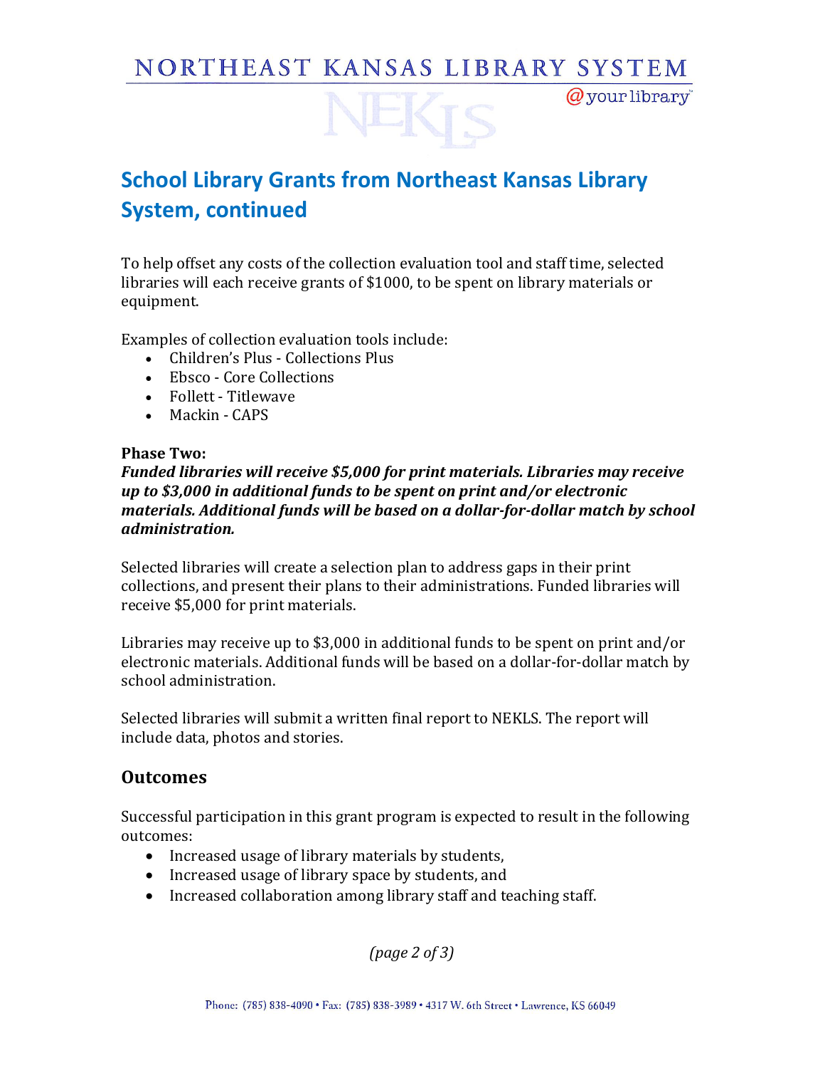## School Library Grants from Northeast Kansas Library System, continued

To help offset any costs of the collection evaluation tool and staff time, selected libraries will each receive grants of $1000, to be spent on library materials or equipment.

Examples of collection evaluation tools include:

- Children's Plus - Collections Plus
- Ebsco - Core Collections
- Follett - Titlewave
- Mackin - CAPS

**Phase Two:**
***Funded libraries will receive $5,000 for print materials. Libraries may receive up to $3,000 in additional funds to be spent on print and/or electronic materials. Additional funds will be based on a dollar-for-dollar match by school administration.***

Selected libraries will create a selection plan to address gaps in their print collections, and present their plans to their administrations. Funded libraries will receive $5,000 for print materials.

Libraries may receive up to $3,000 in additional funds to be spent on print and/or electronic materials. Additional funds will be based on a dollar-for-dollar match by school administration.

Selected libraries will submit a written final report to NEKLS. The report will include data, photos and stories.

### Outcomes

Successful participation in this grant program is expected to result in the following outcomes:

- Increased usage of library materials by students,
- Increased usage of library space by students, and
- Increased collaboration among library staff and teaching staff.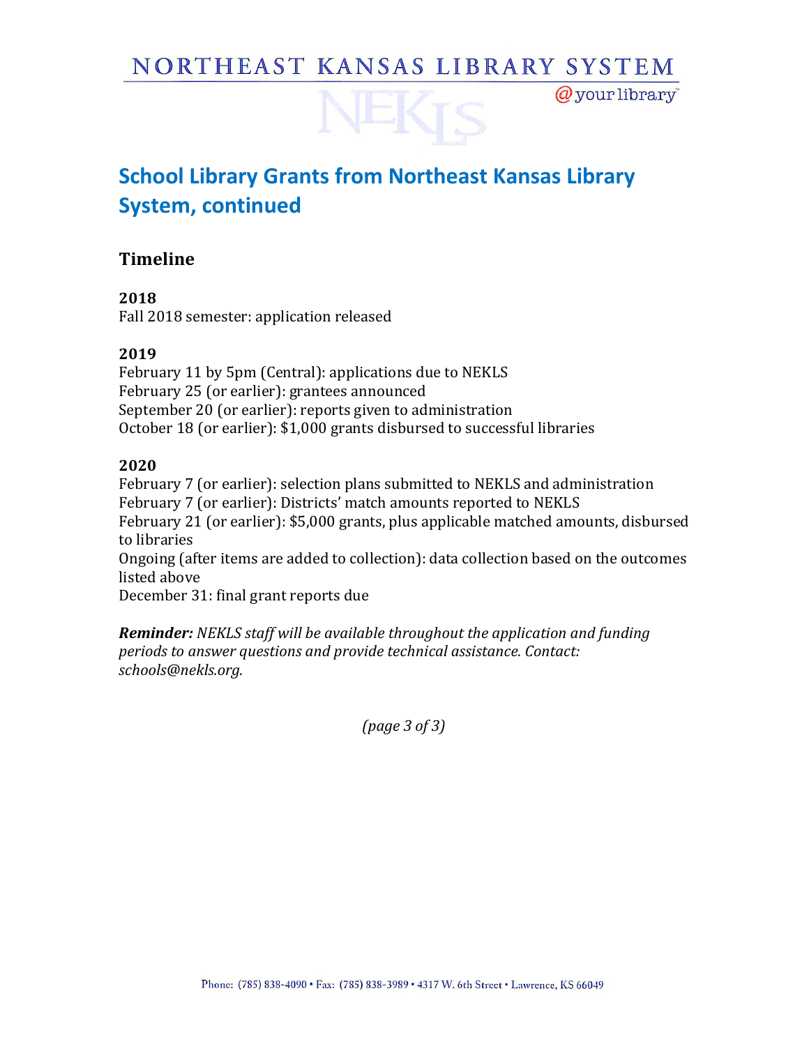## School Library Grants from Northeast Kansas Library System, continued

### Timeline

**2018**
Fall 2018 semester: application released

**2019**
February 11 by 5pm (Central): applications due to NEKLS
February 25 (or earlier): grantees announced
September 20 (or earlier): reports given to administration
October 18 (or earlier): $1,000 grants disbursed to successful libraries

**2020**
February 7 (or earlier): selection plans submitted to NEKLS and administration
February 7 (or earlier): Districts' match amounts reported to NEKLS
February 21 (or earlier): $5,000 grants, plus applicable matched amounts, disbursed to libraries
Ongoing (after items are added to collection): data collection based on the outcomes listed above
December 31: final grant reports due

***Reminder:*** *NEKLS staff will be available throughout the application and funding periods to answer questions and provide technical assistance. Contact: schools@nekls.org.*